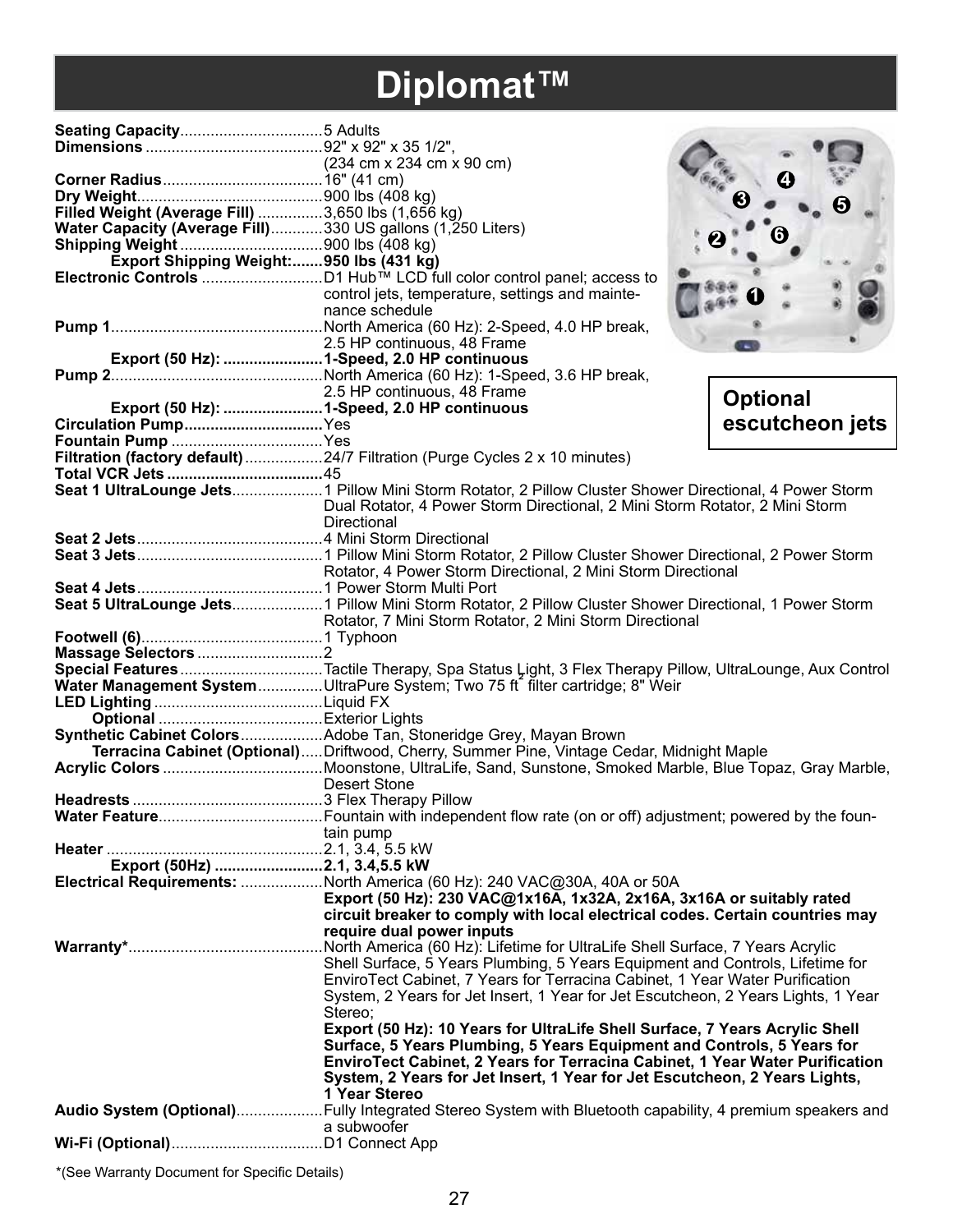# Diplomat™

**Optional escutcheon jets**

| | |
|---|---|
| **Seating Capacity** | 5 Adults |
| **Dimensions** | 92" x 92" x 35 1/2", (234 cm x 234 cm x 90 cm) |
| **Corner Radius** | 16" (41 cm) |
| **Dry Weight** | 900 lbs (408 kg) |
| **Filled Weight (Average Fill)** | 3,650 lbs (1,656 kg) |
| **Water Capacity (Average Fill)** | 330 US gallons (1,250 Liters) |
| **Shipping Weight** | 900 lbs (408 kg) |
| **Export Shipping Weight:** | **950 lbs (431 kg)** |
| **Electronic Controls** | D1 Hub™ LCD full color control panel; access to control jets, temperature, settings and maintenance schedule |
| **Pump 1** | North America (60 Hz): 2-Speed, 4.0 HP break, 2.5 HP continuous, 48 Frame |
| **Export (50 Hz):** | **1-Speed, 2.0 HP continuous** |
| **Pump 2** | North America (60 Hz): 1-Speed, 3.6 HP break, 2.5 HP continuous, 48 Frame |
| **Export (50 Hz):** | **1-Speed, 2.0 HP continuous** |
| **Circulation Pump** | Yes |
| **Fountain Pump** | Yes |
| **Filtration (factory default)** | 24/7 Filtration (Purge Cycles 2 x 10 minutes) |
| **Total VCR Jets** | 45 |
| **Seat 1 UltraLounge Jets** | 1 Pillow Mini Storm Rotator, 2 Pillow Cluster Shower Directional, 4 Power Storm Dual Rotator, 4 Power Storm Directional, 2 Mini Storm Rotator, 2 Mini Storm Directional |
| **Seat 2 Jets** | 4 Mini Storm Directional |
| **Seat 3 Jets** | 1 Pillow Mini Storm Rotator, 2 Pillow Cluster Shower Directional, 2 Power Storm Rotator, 4 Power Storm Directional, 2 Mini Storm Directional |
| **Seat 4 Jets** | 1 Power Storm Multi Port |
| **Seat 5 UltraLounge Jets** | 1 Pillow Mini Storm Rotator, 2 Pillow Cluster Shower Directional, 1 Power Storm Rotator, 7 Mini Storm Rotator, 2 Mini Storm Directional |
| **Footwell (6)** | 1 Typhoon |
| **Massage Selectors** | 2 |
| **Special Features** | Tactile Therapy, Spa Status Light, 3 Flex Therapy Pillow, UltraLounge, Aux Control |
| **Water Management System** | UltraPure System; Two 75 ft$^2$ filter cartridge; 8" Weir |
| **LED Lighting** | Liquid FX |
| **Optional** | Exterior Lights |
| **Synthetic Cabinet Colors** | Adobe Tan, Stoneridge Grey, Mayan Brown |
| **Terracina Cabinet (Optional)** | Driftwood, Cherry, Summer Pine, Vintage Cedar, Midnight Maple |
| **Acrylic Colors** | Moonstone, UltraLife, Sand, Sunstone, Smoked Marble, Blue Topaz, Gray Marble, Desert Stone |
| **Headrests** | 3 Flex Therapy Pillow |
| **Water Feature** | Fountain with independent flow rate (on or off) adjustment; powered by the fountain pump |
| **Heater** | 2.1, 3.4, 5.5 kW |
| **Export (50Hz)** | **2.1, 3.4,5.5 kW** |
| **Electrical Requirements:** | North America (60 Hz): 240 VAC@30A, 40A or 50A<br>**Export (50 Hz): 230 VAC@1x16A, 1x32A, 2x16A, 3x16A or suitably rated circuit breaker to comply with local electrical codes. Certain countries may require dual power inputs** |
| **Warranty*** | North America (60 Hz): Lifetime for UltraLife Shell Surface, 7 Years Acrylic Shell Surface, 5 Years Plumbing, 5 Years Equipment and Controls, Lifetime for EnviroTect Cabinet, 7 Years for Terracina Cabinet, 1 Year Water Purification System, 2 Years for Jet Insert, 1 Year for Jet Escutcheon, 2 Years Lights, 1 Year Stereo;<br>**Export (50 Hz): 10 Years for UltraLife Shell Surface, 7 Years Acrylic Shell Surface, 5 Years Plumbing, 5 Years Equipment and Controls, 5 Years for EnviroTect Cabinet, 2 Years for Terracina Cabinet, 1 Year Water Purification System, 2 Years for Jet Insert, 1 Year for Jet Escutcheon, 2 Years Lights, 1 Year Stereo** |
| **Audio System (Optional)** | Fully Integrated Stereo System with Bluetooth capability, 4 premium speakers and a subwoofer |
| **Wi-Fi (Optional)** | D1 Connect App |

*(See Warranty Document for Specific Details)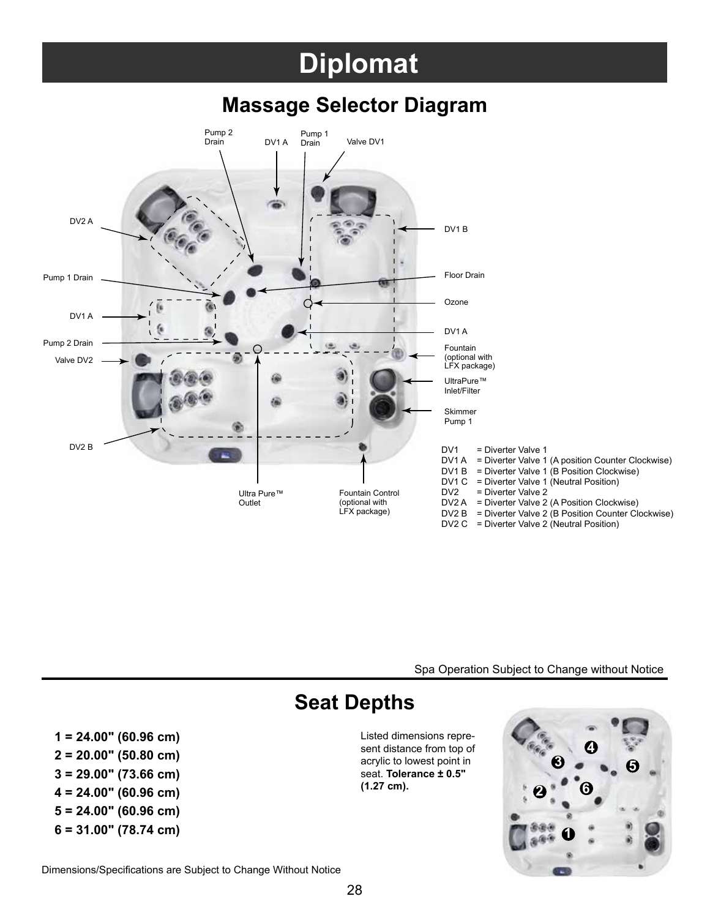# Diplomat

## Massage Selector Diagram

Pump 2 Drain

DV1 A

Pump 1 Drain

Valve DV1

DV2 A

DV1 B

Pump 1 Drain

Floor Drain

Ozone

DV1 A

DV1 A

Pump 2 Drain

Fountain (optional with LFX package)

Valve DV2

UltraPure™ Inlet/Filter

Skimmer Pump 1

DV2 B

Ultra Pure™ Outlet

Fountain Control (optional with LFX package)

DV1 = Diverter Valve 1
DV1 A = Diverter Valve 1 (A position Counter Clockwise)
DV1 B = Diverter Valve 1 (B Position Clockwise)
DV1 C = Diverter Valve 1 (Neutral Position)
DV2 = Diverter Valve 2
DV2 A = Diverter Valve 2 (A Position Clockwise)
DV2 B = Diverter Valve 2 (B Position Counter Clockwise)
DV2 C = Diverter Valve 2 (Neutral Position)

Spa Operation Subject to Change without Notice

## Seat Depths

**1 = 24.00" (60.96 cm)**
**2 = 20.00" (50.80 cm)**
**3 = 29.00" (73.66 cm)**
**4 = 24.00" (60.96 cm)**
**5 = 24.00" (60.96 cm)**
**6 = 31.00" (78.74 cm)**

Listed dimensions represent distance from top of acrylic to lowest point in seat. **Tolerance ± 0.5" (1.27 cm).**

Dimensions/Specifications are Subject to Change Without Notice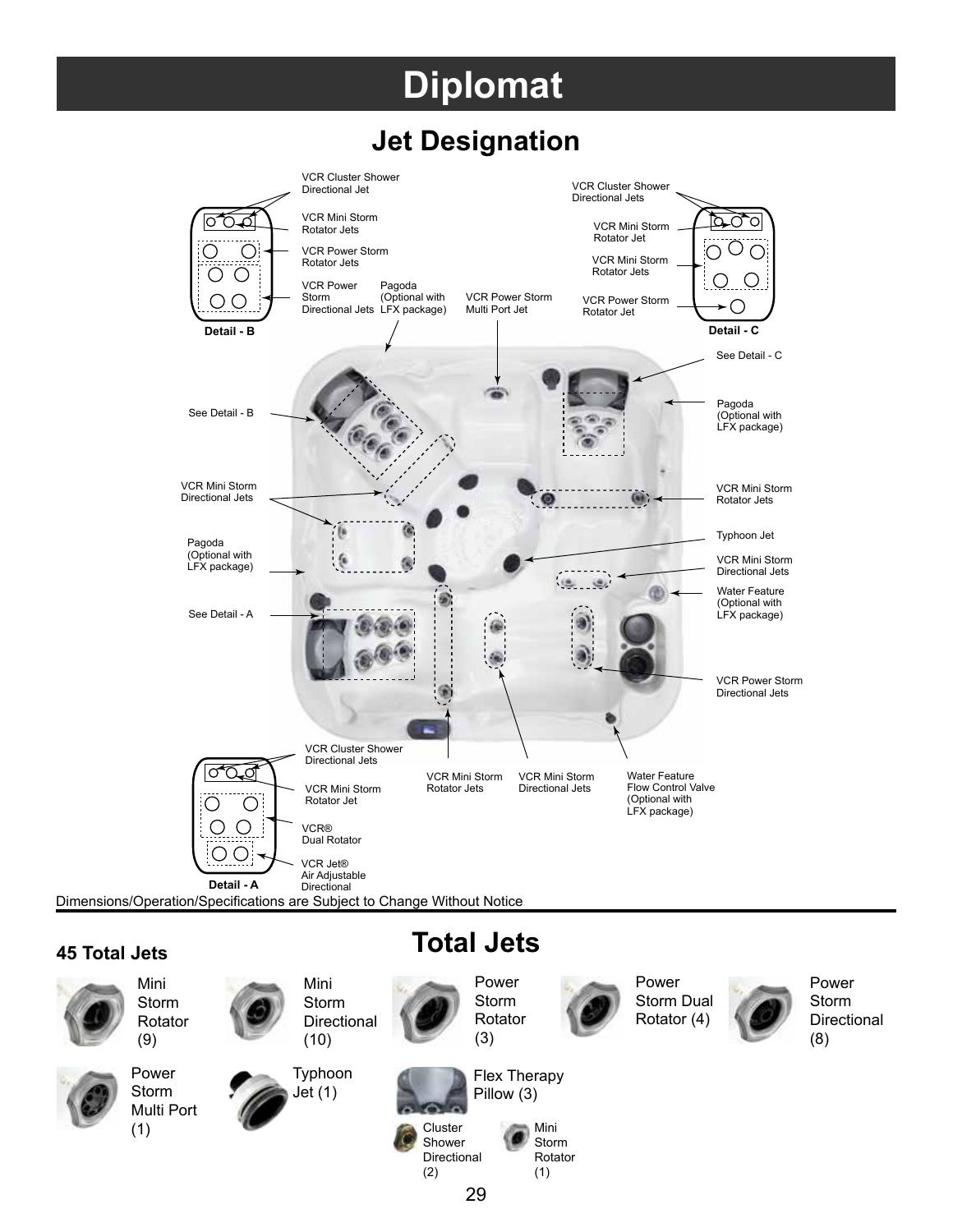# Diplomat

## Jet Designation

**Detail - B**

- VCR Cluster Shower Directional Jet
- VCR Mini Storm Rotator Jets
- VCR Power Storm Rotator Jets
- VCR Power Storm Directional Jets

**Detail - C**

- VCR Cluster Shower Directional Jets
- VCR Mini Storm Rotator Jet
- VCR Mini Storm Rotator Jets
- VCR Power Storm Rotator Jet

**Detail - A**

- VCR Cluster Shower Directional Jets
- VCR Mini Storm Rotator Jet
- VCR® Dual Rotator
- VCR Jet® Air Adjustable Directional

Pagoda (Optional with LFX package)

VCR Power Storm Multi Port Jet

See Detail - C

See Detail - B

Pagoda (Optional with LFX package)

VCR Mini Storm Directional Jets

VCR Mini Storm Rotator Jets

Pagoda (Optional with LFX package)

Typhoon Jet

VCR Mini Storm Directional Jets

Water Feature (Optional with LFX package)

See Detail - A

VCR Power Storm Directional Jets

VCR Mini Storm Rotator Jets

VCR Mini Storm Directional Jets

Water Feature Flow Control Valve (Optional with LFX package)

Dimensions/Operation/Specifications are Subject to Change Without Notice

## Total Jets

**45 Total Jets**

- Mini Storm Rotator (9)
- Mini Storm Directional (10)
- Power Storm Rotator (3)
- Power Storm Dual Rotator (4)
- Power Storm Directional (8)
- Power Storm Multi Port (1)
- Typhoon Jet (1)
- Flex Therapy Pillow (3)
  - Cluster Shower Directional (2)
  - Mini Storm Rotator (1)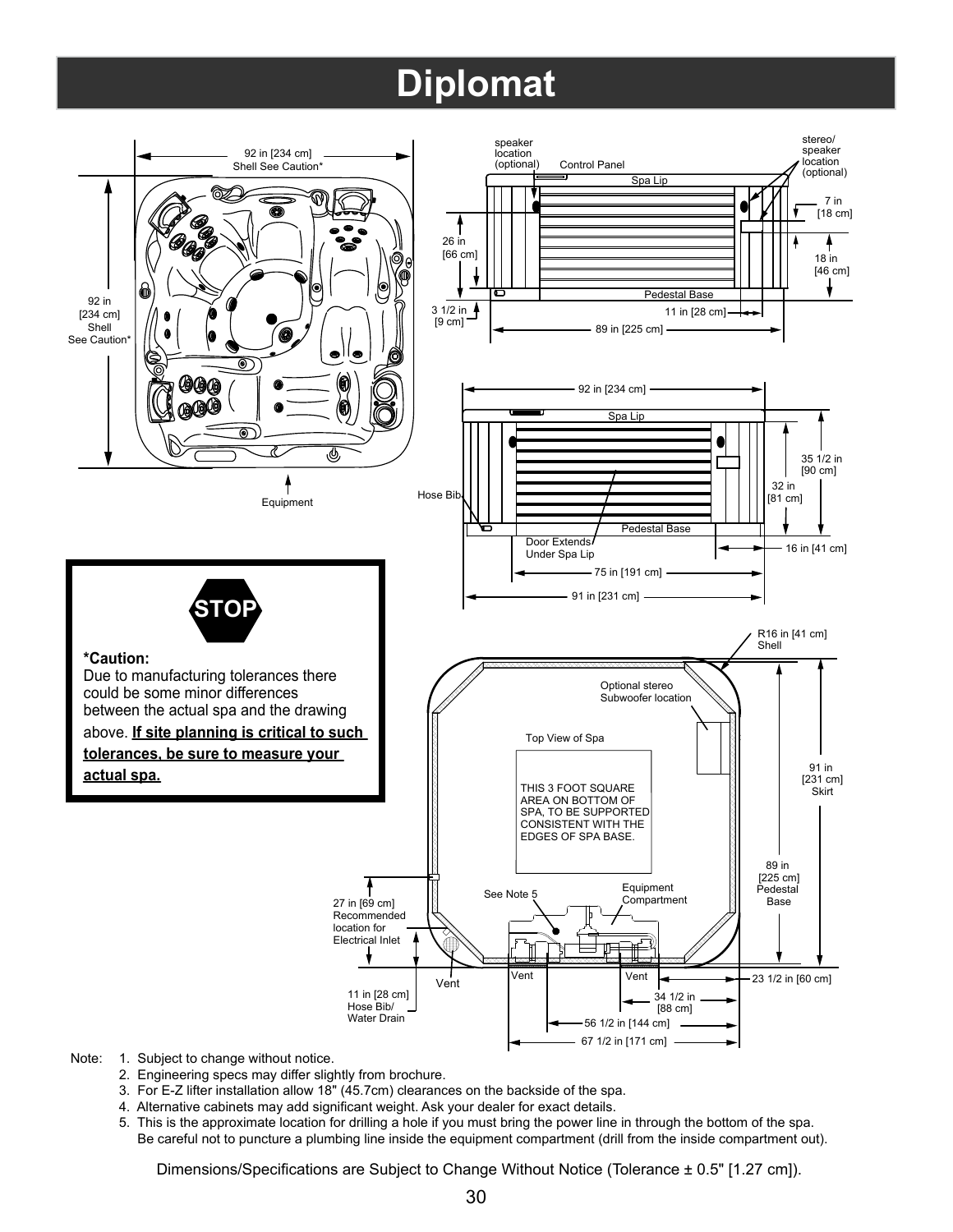# Diplomat

92 in [234 cm]
Shell See Caution*

92 in
[234 cm]
Shell
See Caution*

Equipment

speaker location (optional)

Control Panel

Spa Lip

stereo/ speaker location (optional)

7 in
[18 cm]

26 in
[66 cm]

18 in
[46 cm]

Pedestal Base

3 1/2 in
[9 cm]

11 in [28 cm]

89 in [225 cm]

92 in [234 cm]

Spa Lip

35 1/2 in
[90 cm]

32 in
[81 cm]

Hose Bib

Pedestal Base

Door Extends Under Spa Lip

16 in [41 cm]

75 in [191 cm]

91 in [231 cm]

**STOP**

**\*Caution:**
Due to manufacturing tolerances there could be some minor differences between the actual spa and the drawing above. **If site planning is critical to such tolerances, be sure to measure your actual spa.**

R16 in [41 cm]
Shell

Optional stereo Subwoofer location

Top View of Spa

THIS 3 FOOT SQUARE AREA ON BOTTOM OF SPA, TO BE SUPPORTED CONSISTENT WITH THE EDGES OF SPA BASE.

91 in
[231 cm]
Skirt

89 in
[225 cm]
Pedestal Base

See Note 5

Equipment Compartment

27 in [69 cm]
Recommended location for Electrical Inlet

Vent

Vent

Vent

23 1/2 in [60 cm]

11 in [28 cm]
Hose Bib/ Water Drain

34 1/2 in
[88 cm]

56 1/2 in [144 cm]

67 1/2 in [171 cm]

Note:
1. Subject to change without notice.
2. Engineering specs may differ slightly from brochure.
3. For E-Z lifter installation allow 18" (45.7cm) clearances on the backside of the spa.
4. Alternative cabinets may add significant weight. Ask your dealer for exact details.
5. This is the approximate location for drilling a hole if you must bring the power line in through the bottom of the spa. Be careful not to puncture a plumbing line inside the equipment compartment (drill from the inside compartment out).

Dimensions/Specifications are Subject to Change Without Notice (Tolerance ± 0.5" [1.27 cm]).